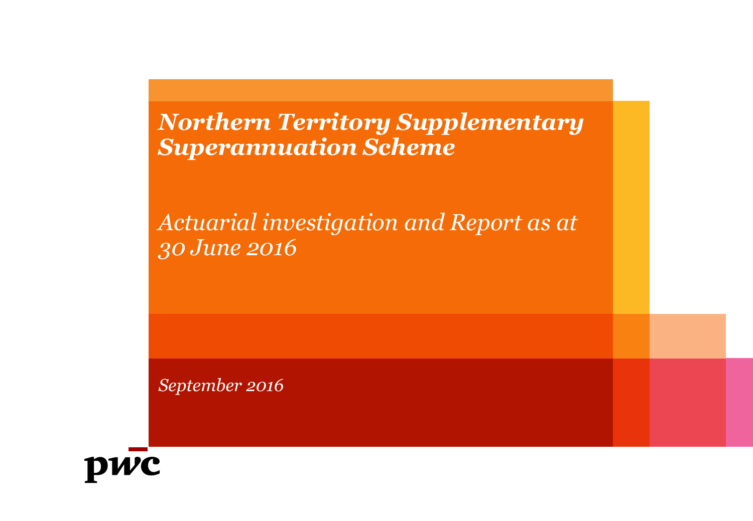# *Northern Territory Supplementary Superannuation Scheme*

*Actuarial investigation and Report as at 30 June 2016*

*September 2016*

pwc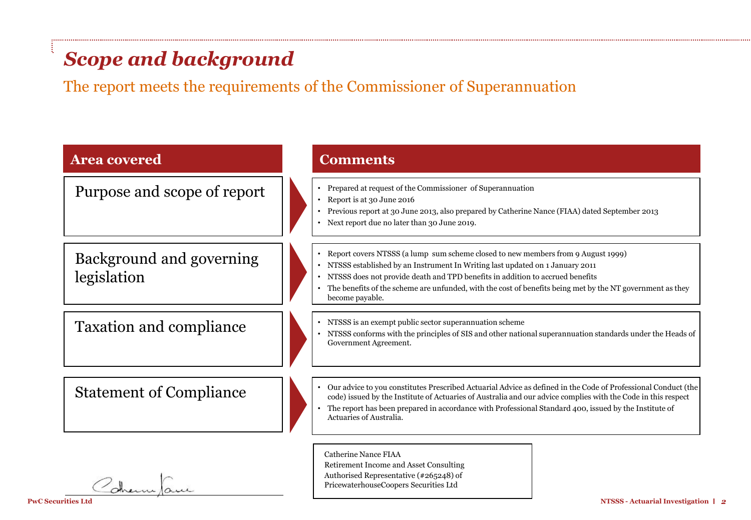# *Scope and background*

## The report meets the requirements of the Commissioner of Superannuation

| Area covered | Comments |
| --- | --- |
| Purpose and scope of report | • Prepared at request of the Commissioner of Superannuation<br>• Report is at 30 June 2016<br>• Previous report at 30 June 2013, also prepared by Catherine Nance (FIAA) dated September 2013<br>• Next report due no later than 30 June 2019. |
| Background and governing legislation | • Report covers NTSSS (a lump sum scheme closed to new members from 9 August 1999)<br>• NTSSS established by an Instrument In Writing last updated on 1 January 2011<br>• NTSSS does not provide death and TPD benefits in addition to accrued benefits<br>• The benefits of the scheme are unfunded, with the cost of benefits being met by the NT government as they become payable. |
| Taxation and compliance | • NTSSS is an exempt public sector superannuation scheme<br>• NTSSS conforms with the principles of SIS and other national superannuation standards under the Heads of Government Agreement. |
| Statement of Compliance | • Our advice to you constitutes Prescribed Actuarial Advice as defined in the Code of Professional Conduct (the code) issued by the Institute of Actuaries of Australia and our advice complies with the Code in this respect<br>• The report has been prepared in accordance with Professional Standard 400, issued by the Institute of Actuaries of Australia. |

Catherine Nance FIAA
Retirement Income and Asset Consulting
Authorised Representative (#265248) of
PricewaterhouseCoopers Securities Ltd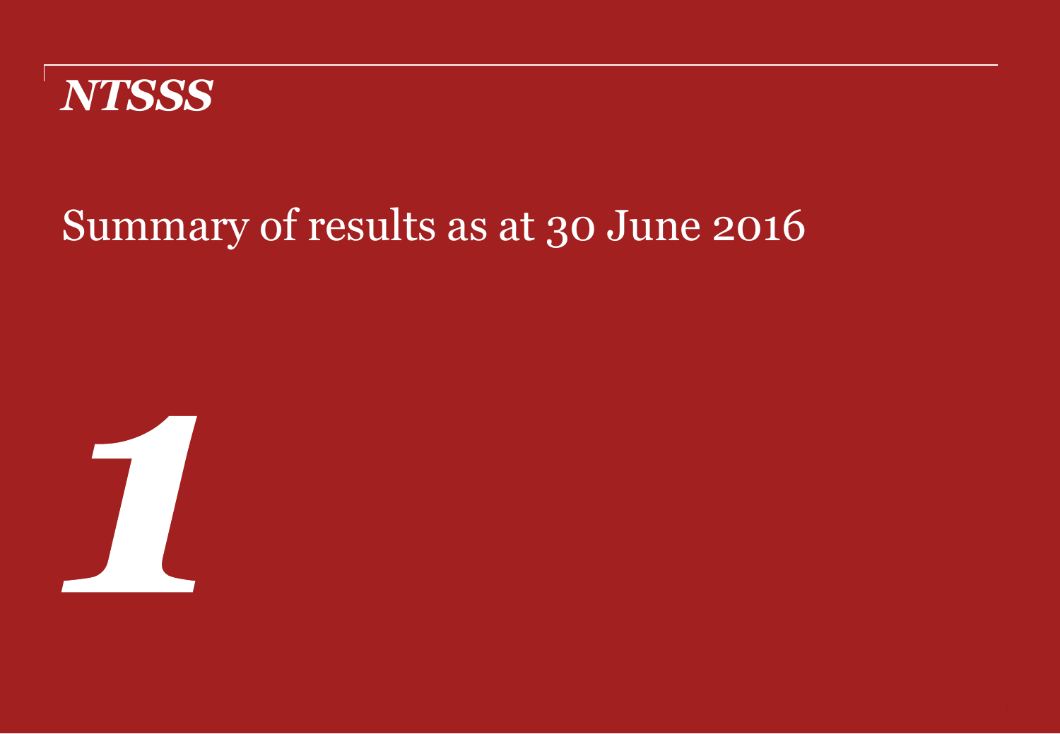**NTSSS**

# Summary of results as at 30 June 2016

***1***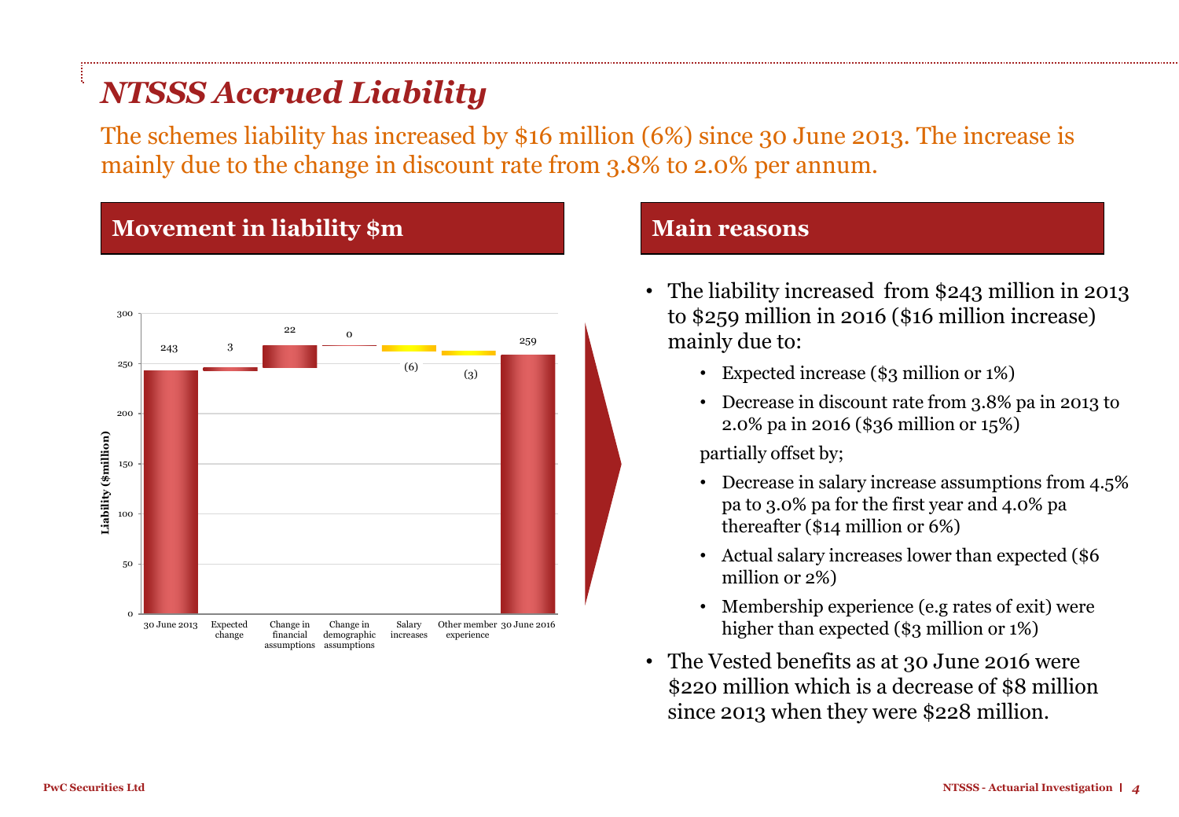# *NTSSS Accrued Liability*

The schemes liability has increased by $16 million (6%) since 30 June 2013. The increase is mainly due to the change in discount rate from 3.8% to 2.0% per annum.

## Movement in liability $m

| | Liability ($million) |
|---|---|
| 30 June 2013 | 243 |
| Expected change | 3 |
| Change in financial assumptions | 22 |
| Change in demographic assumptions | 0 |
| Salary increases | (6) |
| Other member experience | (3) |
| 30 June 2016 | 259 |

## Main reasons

- The liability increased from $243 million in 2013 to $259 million in 2016 ($16 million increase) mainly due to:
  - Expected increase ($3 million or 1%)
  - Decrease in discount rate from 3.8% pa in 2013 to 2.0% pa in 2016 ($36 million or 15%)

  partially offset by;

  - Decrease in salary increase assumptions from 4.5% pa to 3.0% pa for the first year and 4.0% pa thereafter ($14 million or 6%)
  - Actual salary increases lower than expected ($6 million or 2%)
  - Membership experience (e.g rates of exit) were higher than expected ($3 million or 1%)
- The Vested benefits as at 30 June 2016 were $220 million which is a decrease of $8 million since 2013 when they were $228 million.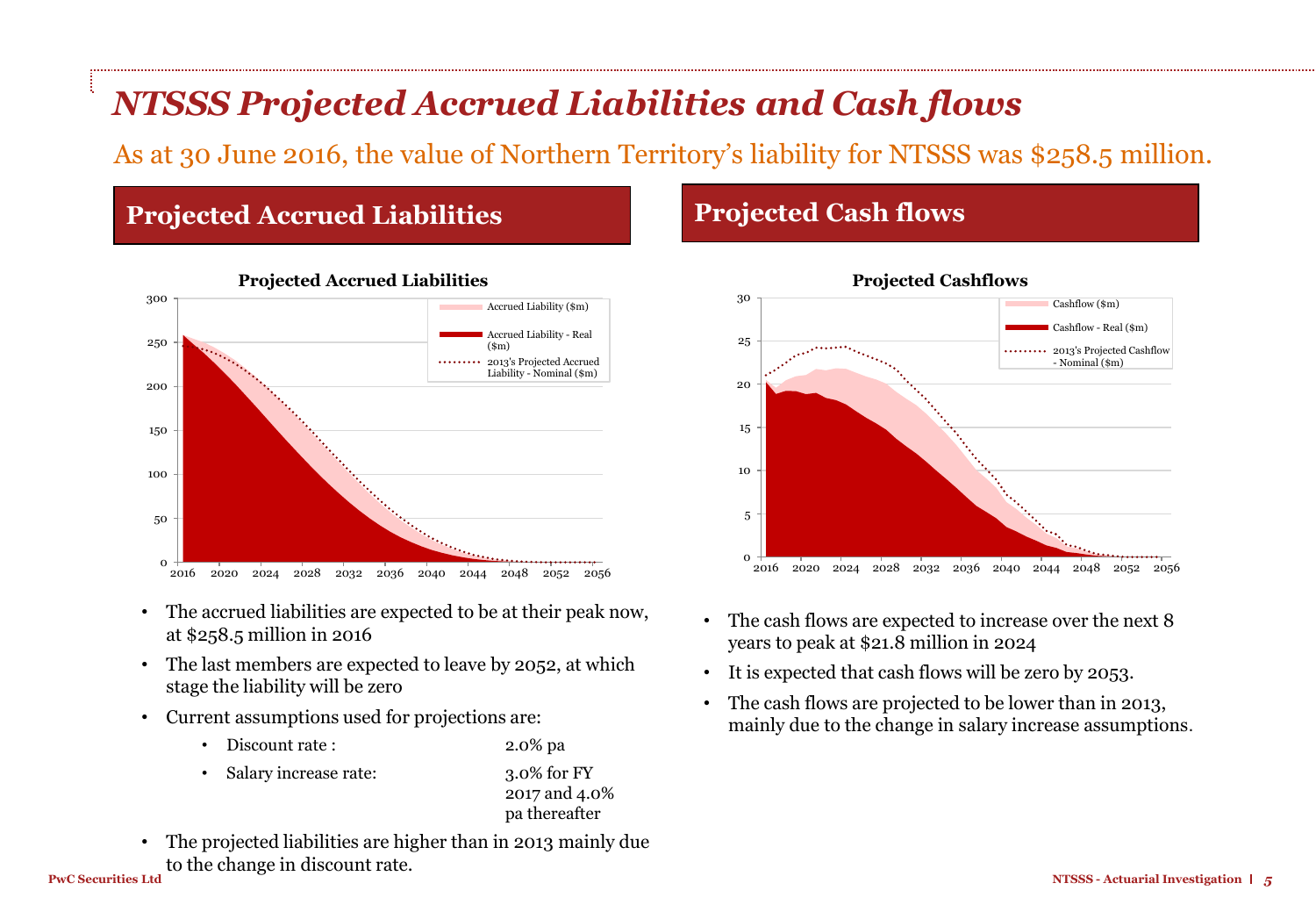# *NTSSS Projected Accrued Liabilities and Cash flows*

As at 30 June 2016, the value of Northern Territory's liability for NTSSS was $258.5 million.

## Projected Accrued Liabilities

- The accrued liabilities are expected to be at their peak now, at $258.5 million in 2016
- The last members are expected to leave by 2052, at which stage the liability will be zero
- Current assumptions used for projections are:
  - Discount rate : 2.0% pa
  - Salary increase rate: 3.0% for FY 2017 and 4.0% pa thereafter
- The projected liabilities are higher than in 2013 mainly due to the change in discount rate.

## Projected Cash flows

- The cash flows are expected to increase over the next 8 years to peak at $21.8 million in 2024
- It is expected that cash flows will be zero by 2053.
- The cash flows are projected to be lower than in 2013, mainly due to the change in salary increase assumptions.

PwC Securities Ltd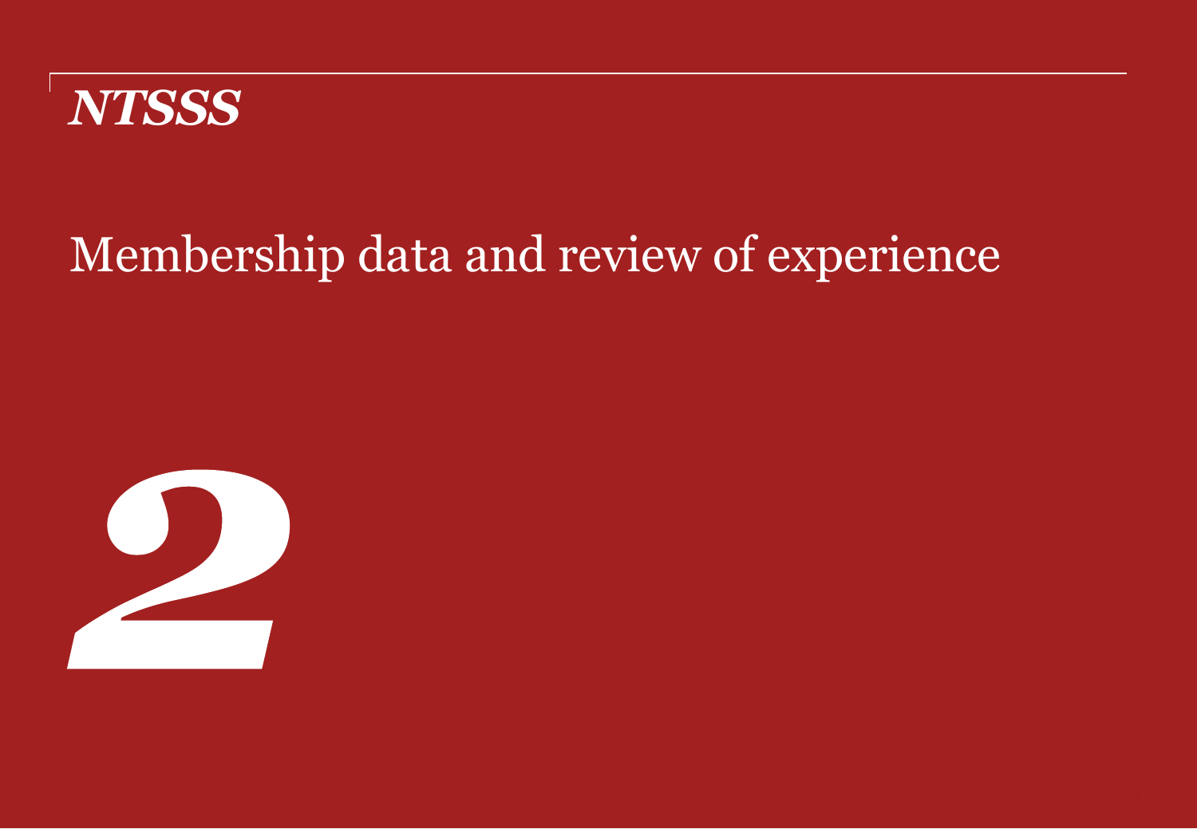NTSSS

# Membership data and review of experience

2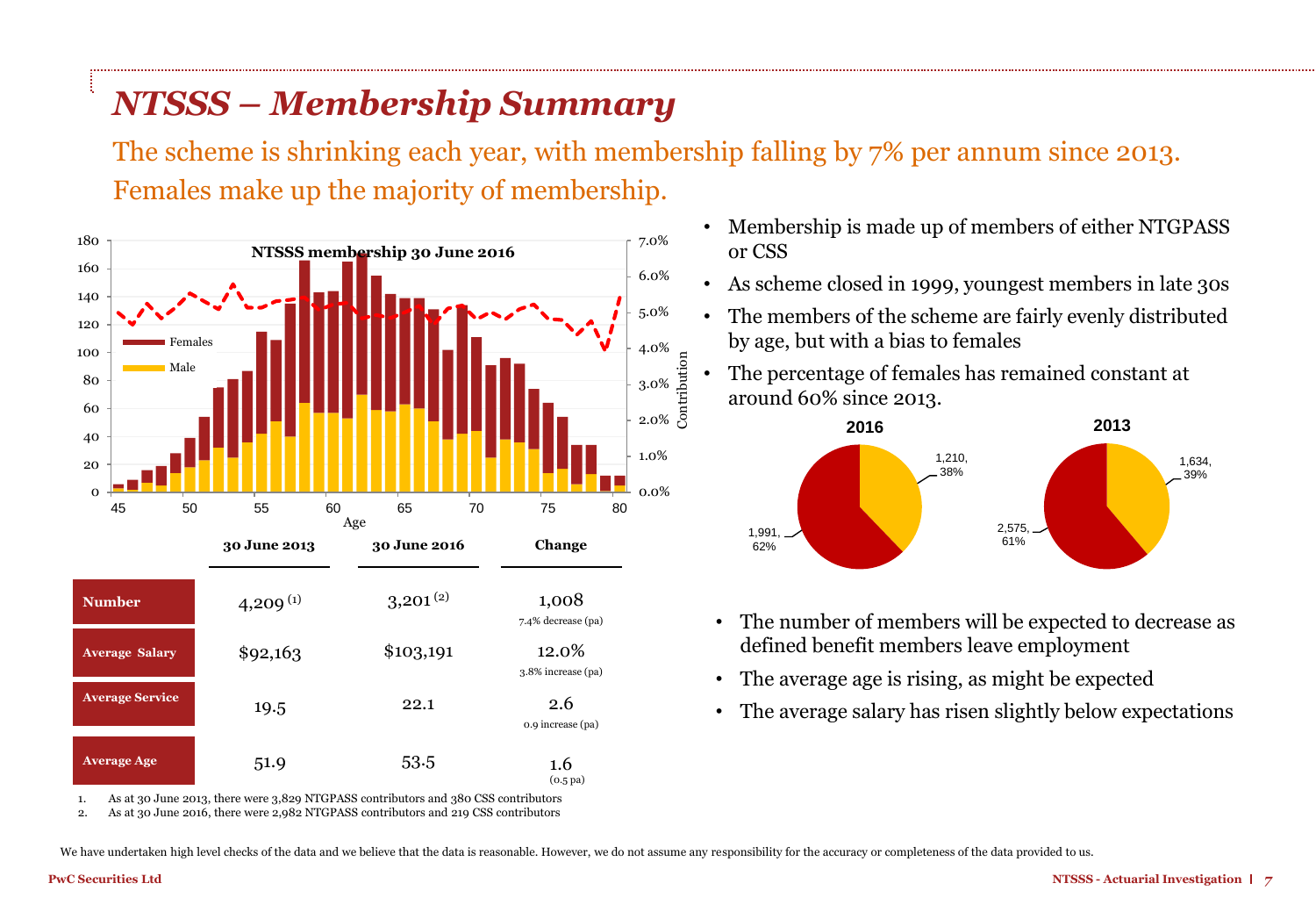# NTSSS – Membership Summary

The scheme is shrinking each year, with membership falling by 7% per annum since 2013. Females make up the majority of membership.

- Membership is made up of members of either NTGPASS or CSS
- As scheme closed in 1999, youngest members in late 30s
- The members of the scheme are fairly evenly distributed by age, but with a bias to females
- The percentage of females has remained constant at around 60% since 2013.

| | 30 June 2013 | 30 June 2016 | Change |
|---|---|---|---|
| **Number** | 4,209 [(1)] | 3,201 [(2)] | 1,008<br>7.4% decrease (pa) |
| **Average Salary** | $92,163 | $103,191 | 12.0%<br>3.8% increase (pa) |
| **Average Service** | 19.5 | 22.1 | 2.6<br>0.9 increase (pa) |
| **Average Age** | 51.9 | 53.5 | 1.6<br>(0.5 pa) |

1. As at 30 June 2013, there were 3,829 NTGPASS contributors and 380 CSS contributors
2. As at 30 June 2016, there were 2,982 NTGPASS contributors and 219 CSS contributors

- The number of members will be expected to decrease as defined benefit members leave employment
- The average age is rising, as might be expected
- The average salary has risen slightly below expectations

We have undertaken high level checks of the data and we believe that the data is reasonable. However, we do not assume any responsibility for the accuracy or completeness of the data provided to us.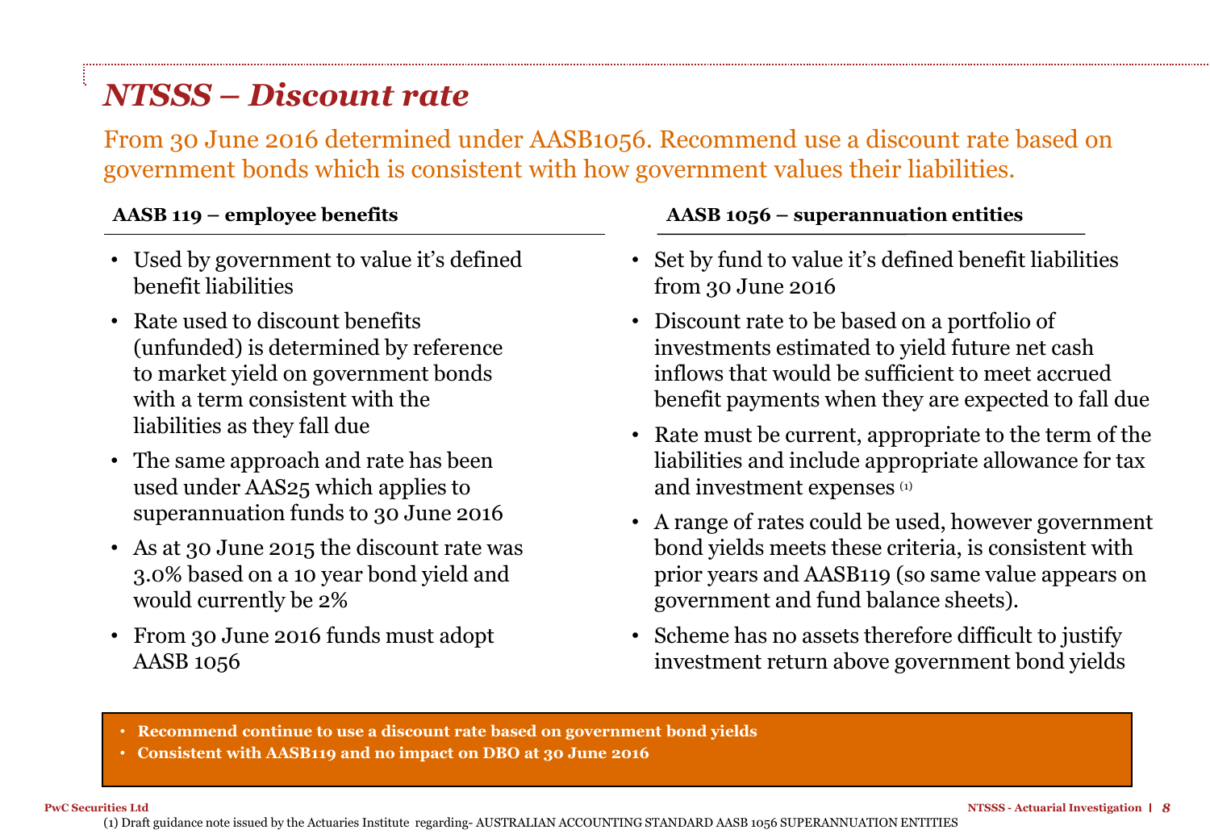# *NTSSS – Discount rate*

From 30 June 2016 determined under AASB1056. Recommend use a discount rate based on government bonds which is consistent with how government values their liabilities.

**AASB 119 – employee benefits**

- Used by government to value it's defined benefit liabilities
- Rate used to discount benefits (unfunded) is determined by reference to market yield on government bonds with a term consistent with the liabilities as they fall due
- The same approach and rate has been used under AAS25 which applies to superannuation funds to 30 June 2016
- As at 30 June 2015 the discount rate was 3.0% based on a 10 year bond yield and would currently be 2%
- From 30 June 2016 funds must adopt AASB 1056

**AASB 1056 – superannuation entities**

- Set by fund to value it's defined benefit liabilities from 30 June 2016
- Discount rate to be based on a portfolio of investments estimated to yield future net cash inflows that would be sufficient to meet accrued benefit payments when they are expected to fall due
- Rate must be current, appropriate to the term of the liabilities and include appropriate allowance for tax and investment expenses [1]
- A range of rates could be used, however government bond yields meets these criteria, is consistent with prior years and AASB119 (so same value appears on government and fund balance sheets).
- Scheme has no assets therefore difficult to justify investment return above government bond yields

- **Recommend continue to use a discount rate based on government bond yields**
- **Consistent with AASB119 and no impact on DBO at 30 June 2016**

(1) Draft guidance note issued by the Actuaries Institute regarding- AUSTRALIAN ACCOUNTING STANDARD AASB 1056 SUPERANNUATION ENTITIES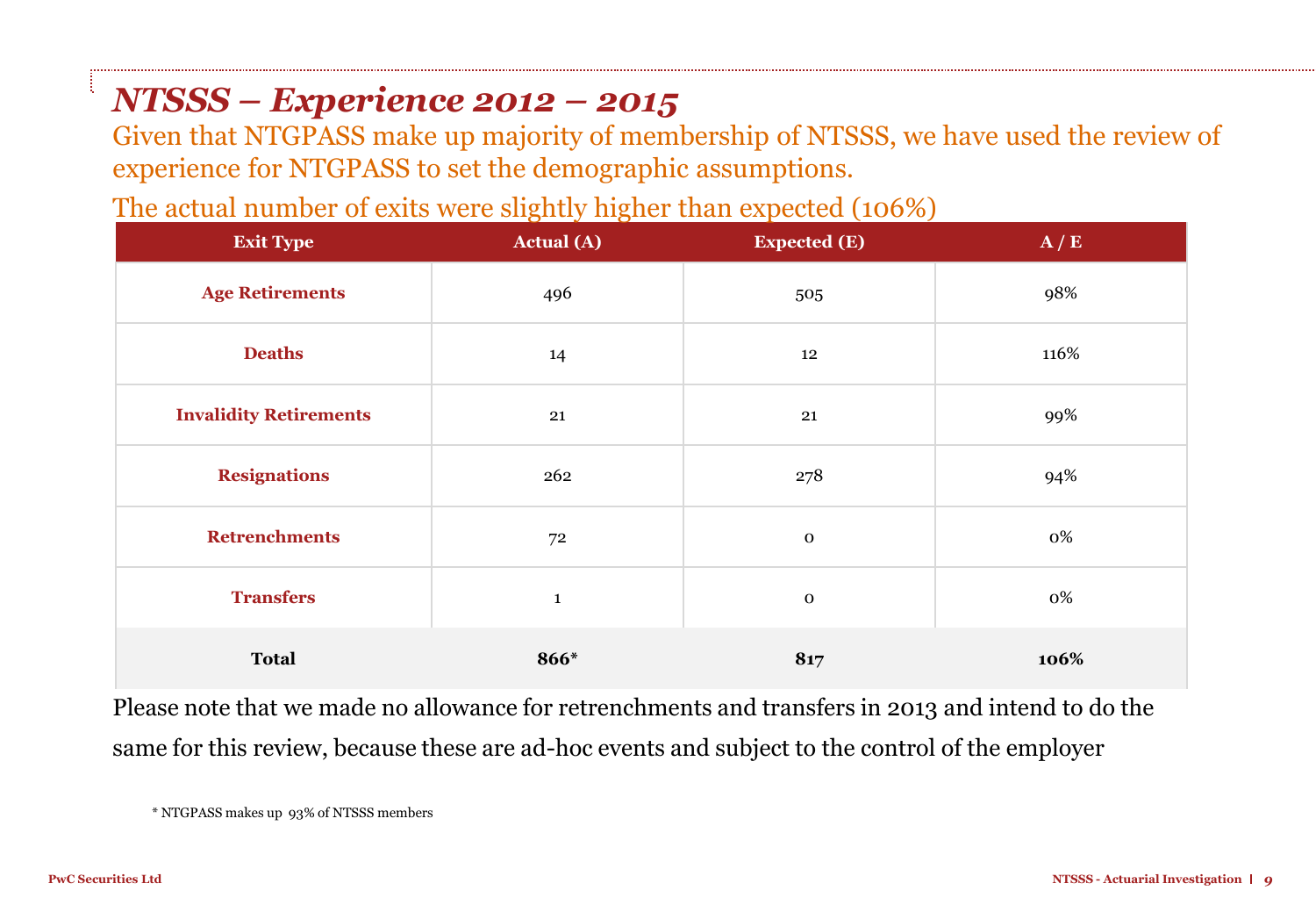# *NTSSS – Experience 2012 – 2015*

Given that NTGPASS make up majority of membership of NTSSS, we have used the review of experience for NTGPASS to set the demographic assumptions.

The actual number of exits were slightly higher than expected (106%)

| Exit Type | Actual (A) | Expected (E) | A / E |
|---|---|---|---|
| **Age Retirements** | 496 | 505 | 98% |
| **Deaths** | 14 | 12 | 116% |
| **Invalidity Retirements** | 21 | 21 | 99% |
| **Resignations** | 262 | 278 | 94% |
| **Retrenchments** | 72 | 0 | 0% |
| **Transfers** | 1 | 0 | 0% |
| **Total** | **866*** | **817** | **106%** |

Please note that we made no allowance for retrenchments and transfers in 2013 and intend to do the same for this review, because these are ad-hoc events and subject to the control of the employer

* NTGPASS makes up 93% of NTSSS members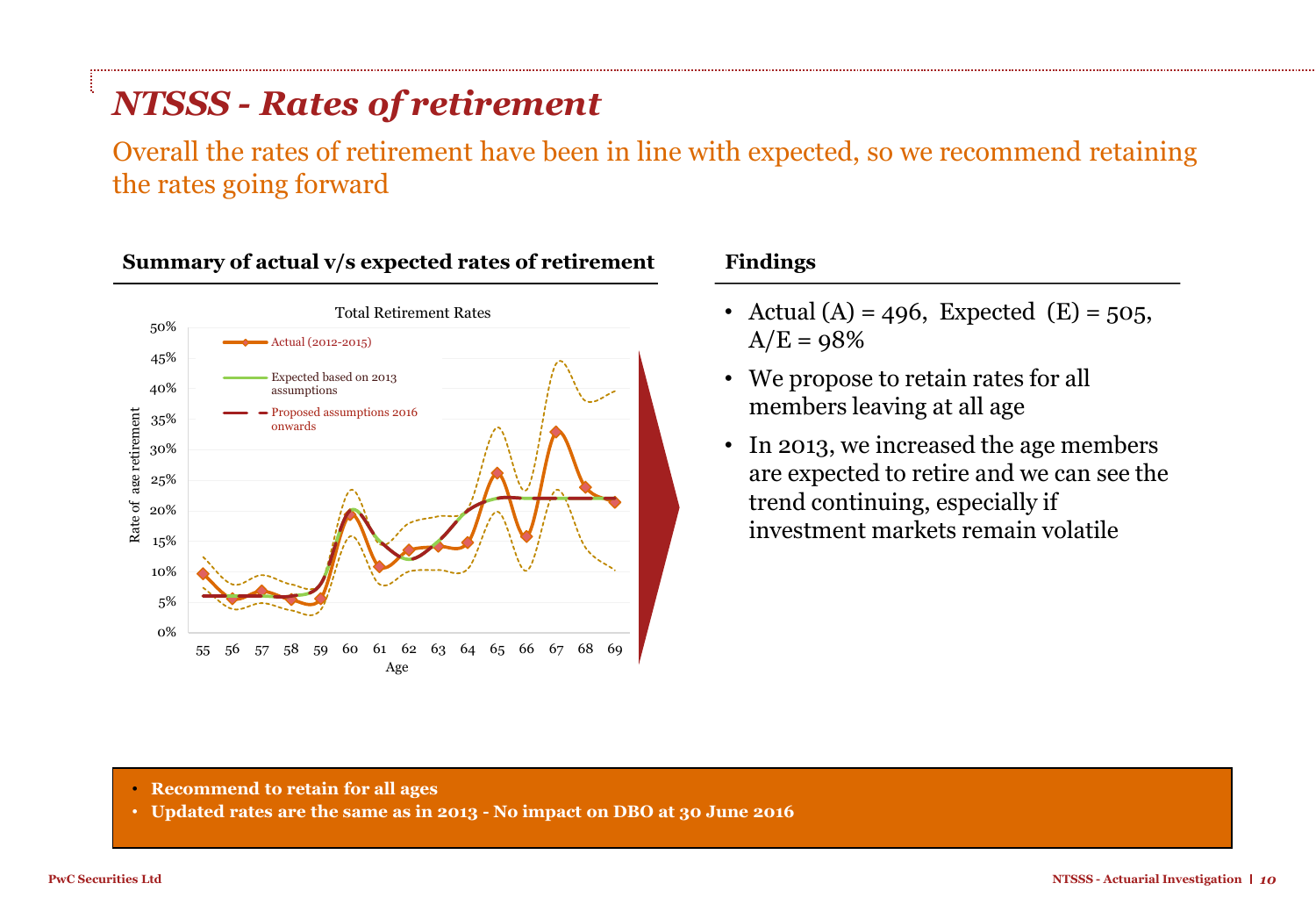# NTSSS - Rates of retirement

Overall the rates of retirement have been in line with expected, so we recommend retaining the rates going forward

### Summary of actual v/s expected rates of retirement

Total Retirement Rates

- Actual (2012-2015)
- Expected based on 2013 assumptions
- Proposed assumptions 2016 onwards

Rate of age retirement (0%–50%) vs Age (55–69)

### Findings

- Actual (A) = 496, Expected (E) = 505, A/E = 98%
- We propose to retain rates for all members leaving at all age
- In 2013, we increased the age members are expected to retire and we can see the trend continuing, especially if investment markets remain volatile

- **Recommend to retain for all ages**
- **Updated rates are the same as in 2013 - No impact on DBO at 30 June 2016**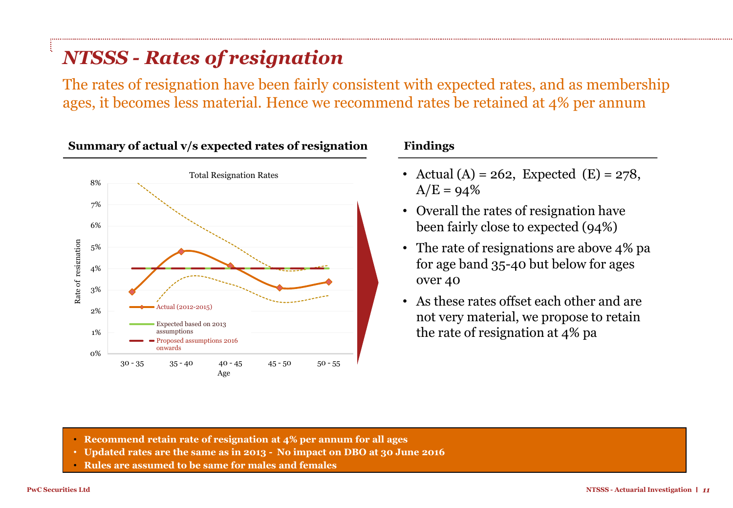# *NTSSS - Rates of resignation*

The rates of resignation have been fairly consistent with expected rates, and as membership ages, it becomes less material. Hence we recommend rates be retained at 4% per annum

**Summary of actual v/s expected rates of resignation**

Total Resignation Rates

Rate of resignation

8%
7%
6%
5%
4%
3%
2%
1%
0%

30 - 35 | 35 - 40 | 40 - 45 | 45 - 50 | 50 - 55

Age

- Actual (2012-2015)
- Expected based on 2013 assumptions
- Proposed assumptions 2016 onwards

**Findings**

- Actual (A) = 262, Expected (E) = 278, A/E = 94%
- Overall the rates of resignation have been fairly close to expected (94%)
- The rate of resignations are above 4% pa for age band 35-40 but below for ages over 40
- As these rates offset each other and are not very material, we propose to retain the rate of resignation at 4% pa

- **Recommend retain rate of resignation at 4% per annum for all ages**
- **Updated rates are the same as in 2013 - No impact on DBO at 30 June 2016**
- **Rules are assumed to be same for males and females**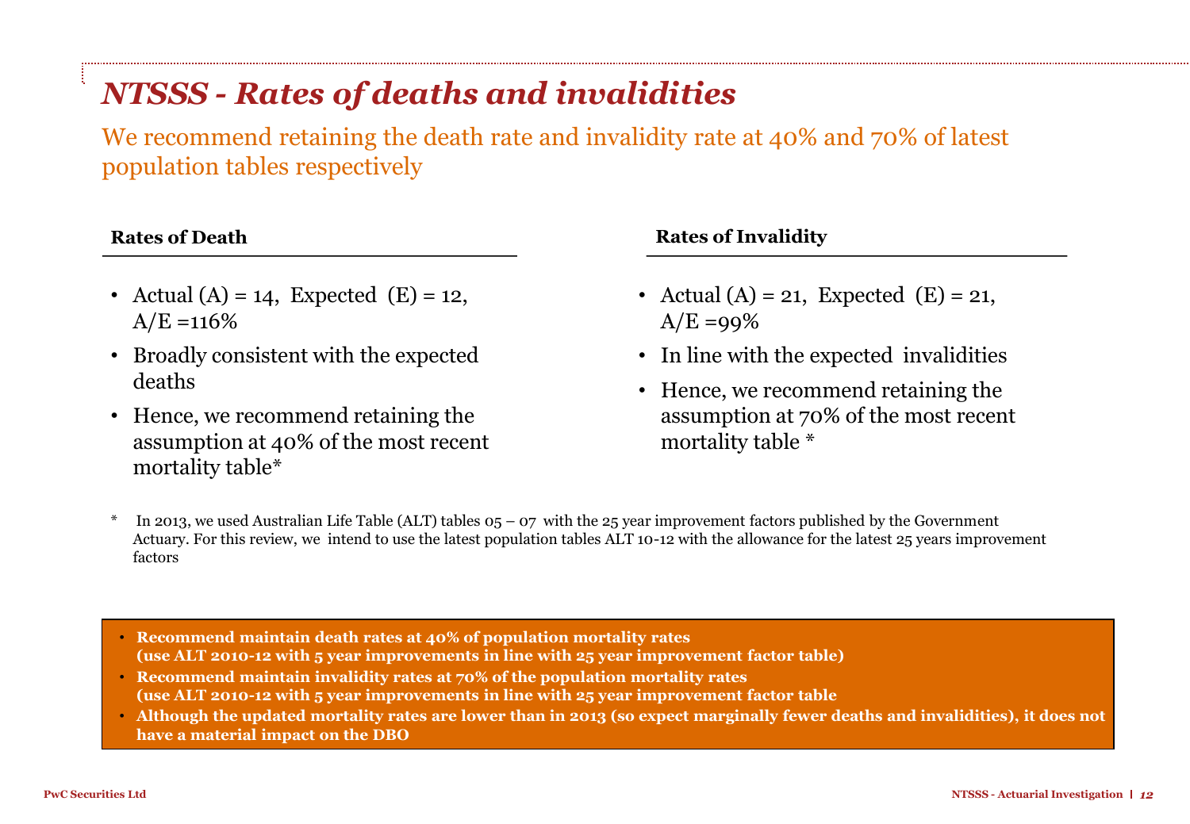# *NTSSS - Rates of deaths and invalidities*

We recommend retaining the death rate and invalidity rate at 40% and 70% of latest population tables respectively

**Rates of Death**

- Actual (A) = 14, Expected (E) = 12, A/E =116%
- Broadly consistent with the expected deaths
- Hence, we recommend retaining the assumption at 40% of the most recent mortality table*

**Rates of Invalidity**

- Actual (A) = 21, Expected (E) = 21, A/E =99%
- In line with the expected invalidities
- Hence, we recommend retaining the assumption at 70% of the most recent mortality table *

\* In 2013, we used Australian Life Table (ALT) tables 05 – 07 with the 25 year improvement factors published by the Government Actuary. For this review, we intend to use the latest population tables ALT 10-12 with the allowance for the latest 25 years improvement factors

- **Recommend maintain death rates at 40% of population mortality rates (use ALT 2010-12 with 5 year improvements in line with 25 year improvement factor table)**
- **Recommend maintain invalidity rates at 70% of the population mortality rates (use ALT 2010-12 with 5 year improvements in line with 25 year improvement factor table**
- **Although the updated mortality rates are lower than in 2013 (so expect marginally fewer deaths and invalidities), it does not have a material impact on the DBO**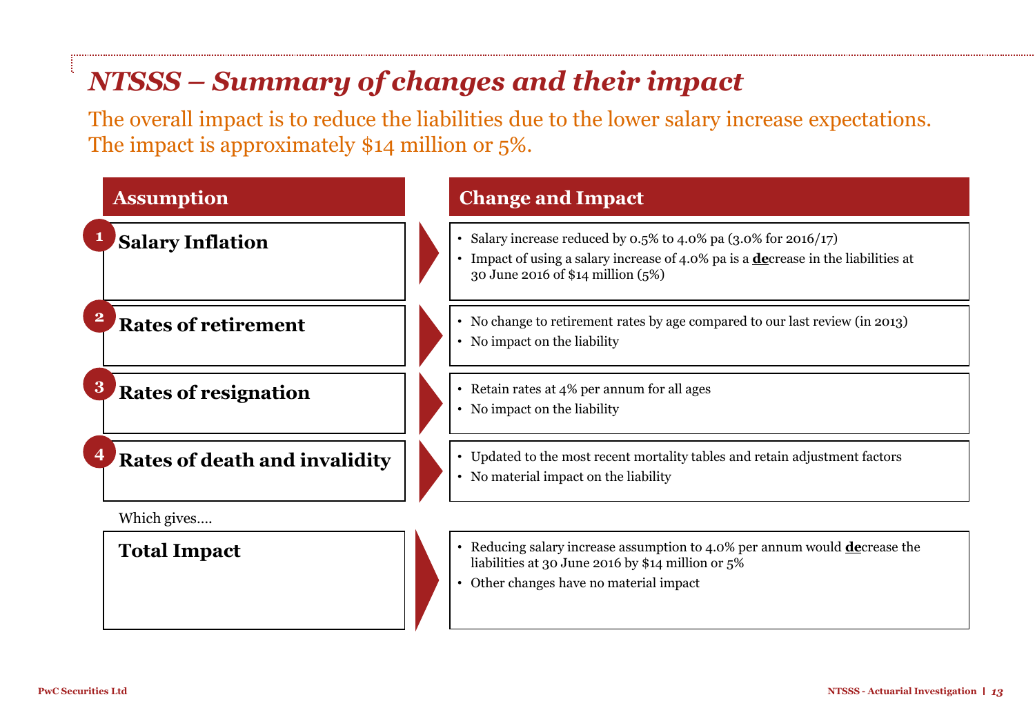# *NTSSS – Summary of changes and their impact*

The overall impact is to reduce the liabilities due to the lower salary increase expectations. The impact is approximately $14 million or 5%.

| Assumption | Change and Impact |
|---|---|
| **1 Salary Inflation** | • Salary increase reduced by 0.5% to 4.0% pa (3.0% for 2016/17)<br>• Impact of using a salary increase of 4.0% pa is a **de**crease in the liabilities at 30 June 2016 of $14 million (5%) |
| **2 Rates of retirement** | • No change to retirement rates by age compared to our last review (in 2013)<br>• No impact on the liability |
| **3 Rates of resignation** | • Retain rates at 4% per annum for all ages<br>• No impact on the liability |
| **4 Rates of death and invalidity** | • Updated to the most recent mortality tables and retain adjustment factors<br>• No material impact on the liability |

Which gives….

| | |
|---|---|
| **Total Impact** | • Reducing salary increase assumption to 4.0% per annum would **de**crease the liabilities at 30 June 2016 by $14 million or 5%<br>• Other changes have no material impact |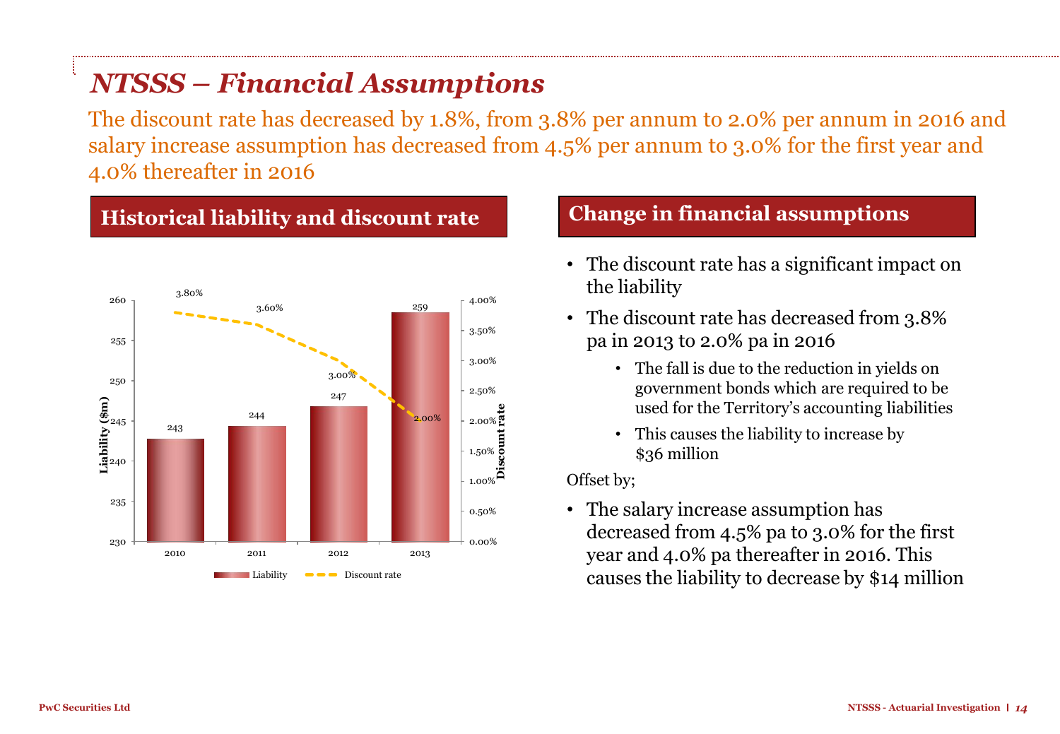# NTSSS – Financial Assumptions

The discount rate has decreased by 1.8%, from 3.8% per annum to 2.0% per annum in 2016 and salary increase assumption has decreased from 4.5% per annum to 3.0% for the first year and 4.0% thereafter in 2016

## Historical liability and discount rate

| Year | Liability ($m) | Discount rate |
|---|---|---|
| 2010 | 243 | 3.80% |
| 2011 | 244 | 3.60% |
| 2012 | 247 | 3.00% |
| 2013 | 259 | 2.00% |

## Change in financial assumptions

- The discount rate has a significant impact on the liability
- The discount rate has decreased from 3.8% pa in 2013 to 2.0% pa in 2016
  - The fall is due to the reduction in yields on government bonds which are required to be used for the Territory's accounting liabilities
  - This causes the liability to increase by $36 million

Offset by;

- The salary increase assumption has decreased from 4.5% pa to 3.0% for the first year and 4.0% pa thereafter in 2016. This causes the liability to decrease by $14 million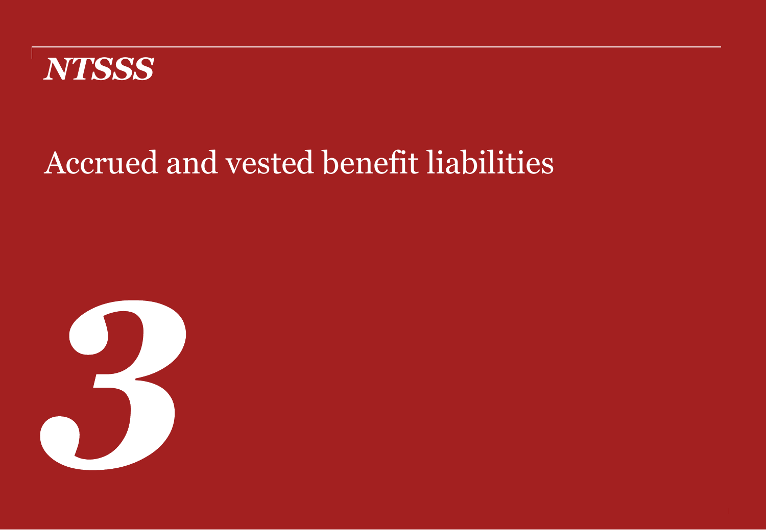*NTSSS*

# Accrued and vested benefit liabilities

# *3*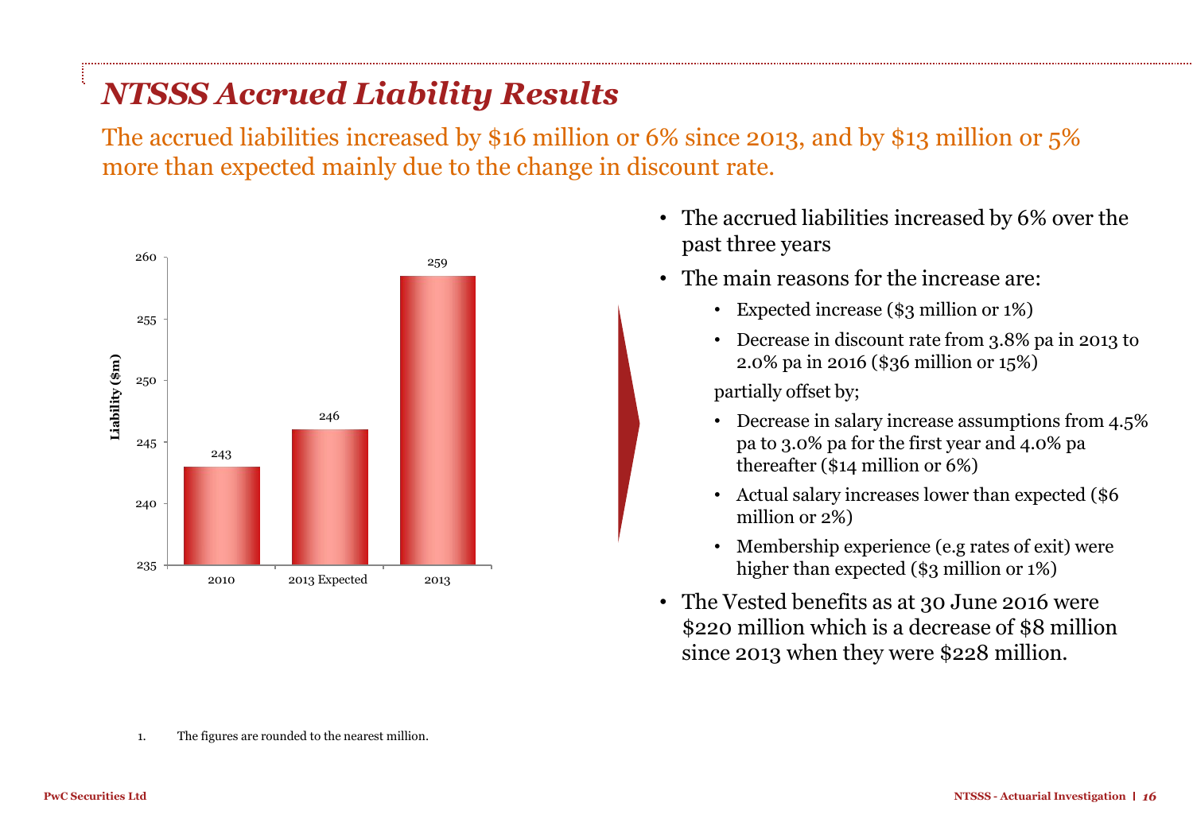# NTSSS Accrued Liability Results

The accrued liabilities increased by $16 million or 6% since 2013, and by $13 million or 5% more than expected mainly due to the change in discount rate.

| | Liability ($m) |
|---|---|
| 2010 | 243 |
| 2013 Expected | 246 |
| 2013 | 259 |

- The accrued liabilities increased by 6% over the past three years
- The main reasons for the increase are:
  - Expected increase ($3 million or 1%)
  - Decrease in discount rate from 3.8% pa in 2013 to 2.0% pa in 2016 ($36 million or 15%)

  partially offset by;

  - Decrease in salary increase assumptions from 4.5% pa to 3.0% pa for the first year and 4.0% pa thereafter ($14 million or 6%)
  - Actual salary increases lower than expected ($6 million or 2%)
  - Membership experience (e.g rates of exit) were higher than expected ($3 million or 1%)
- The Vested benefits as at 30 June 2016 were $220 million which is a decrease of $8 million since 2013 when they were $228 million.

1. The figures are rounded to the nearest million.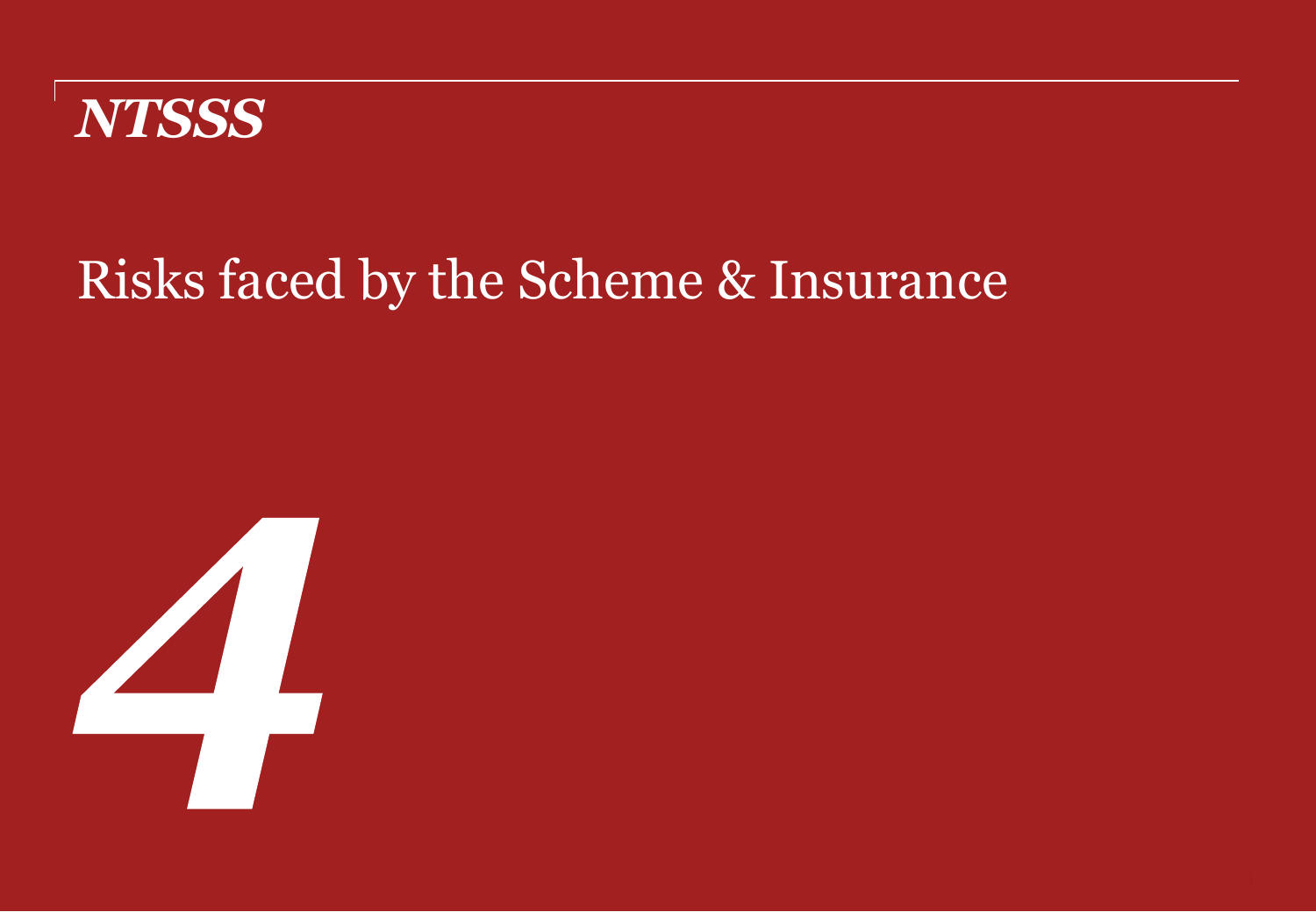**NTSSS**

# Risks faced by the Scheme & Insurance

*4*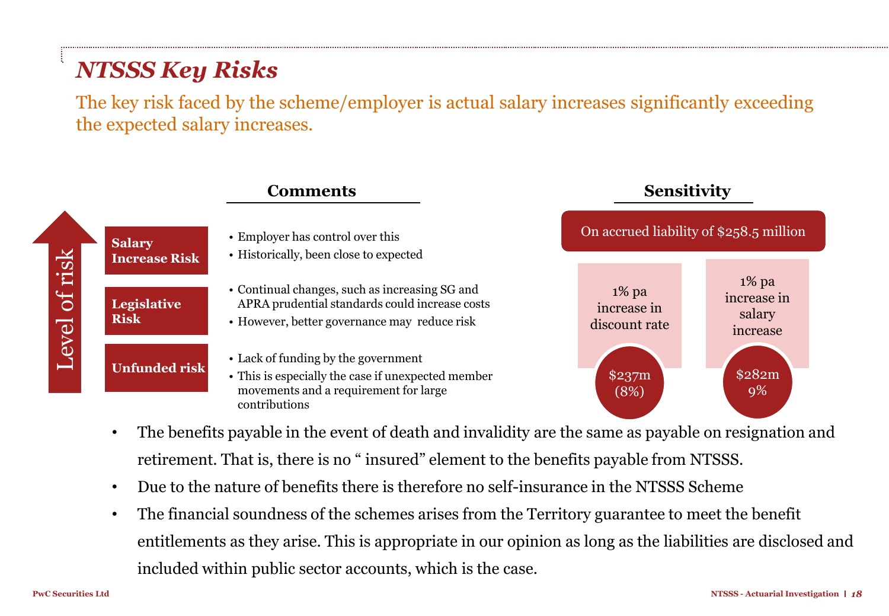# *NTSSS Key Risks*

The key risk faced by the scheme/employer is actual salary increases significantly exceeding the expected salary increases.

Level of risk

| Risk | Comments |
| --- | --- |
| **Salary Increase Risk** | • Employer has control over this<br>• Historically, been close to expected |
| **Legislative Risk** | • Continual changes, such as increasing SG and APRA prudential standards could increase costs<br>• However, better governance may reduce risk |
| **Unfunded risk** | • Lack of funding by the government<br>• This is especially the case if unexpected member movements and a requirement for large contributions |

**Sensitivity**

On accrued liability of $258.5 million

| 1% pa increase in discount rate | 1% pa increase in salary increase |
| --- | --- |
| $237m (8%) | $282m 9% |

- The benefits payable in the event of death and invalidity are the same as payable on resignation and retirement. That is, there is no " insured" element to the benefits payable from NTSSS.
- Due to the nature of benefits there is therefore no self-insurance in the NTSSS Scheme
- The financial soundness of the schemes arises from the Territory guarantee to meet the benefit entitlements as they arise. This is appropriate in our opinion as long as the liabilities are disclosed and included within public sector accounts, which is the case.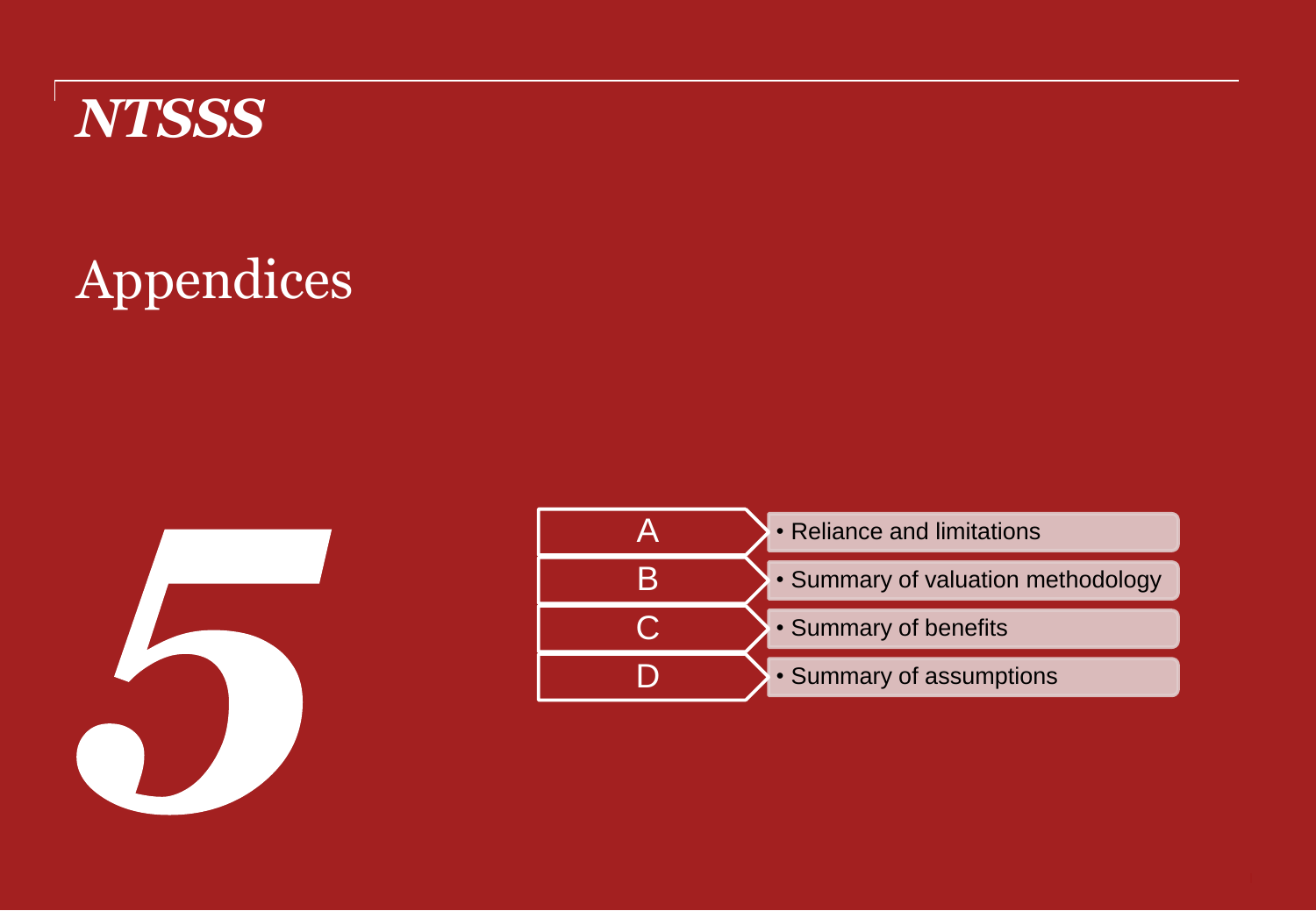# NTSSS

## 5 Appendices

| | |
|---|---|
| A | Reliance and limitations |
| B | Summary of valuation methodology |
| C | Summary of benefits |
| D | Summary of assumptions |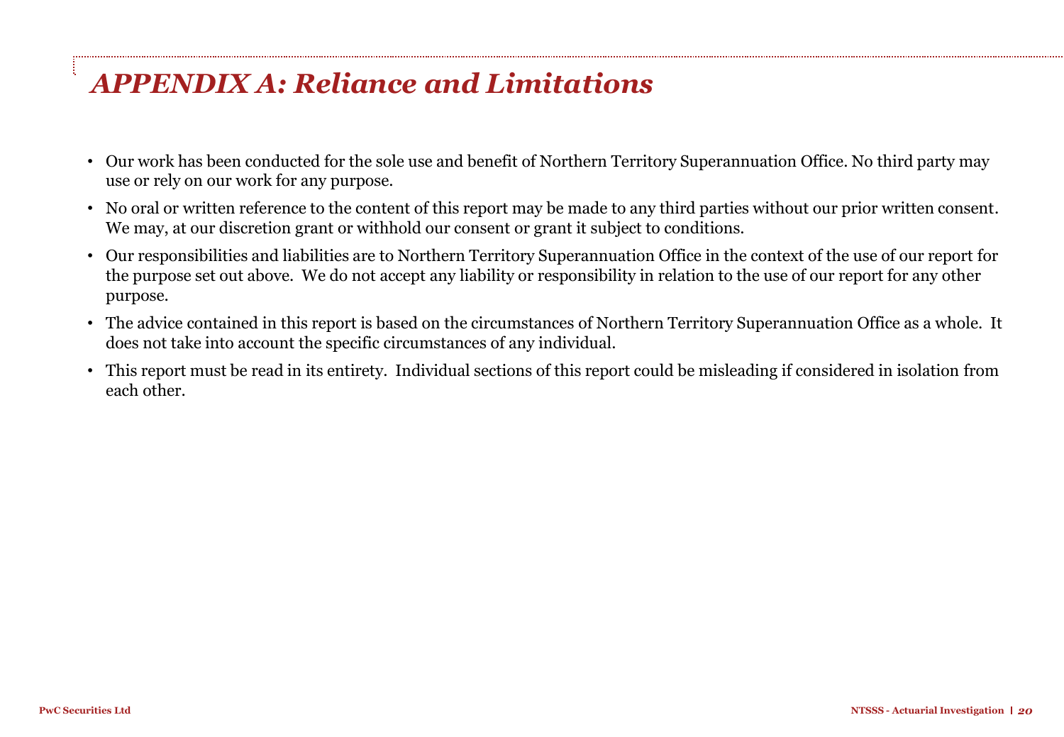# *APPENDIX A: Reliance and Limitations*

- Our work has been conducted for the sole use and benefit of Northern Territory Superannuation Office. No third party may use or rely on our work for any purpose.
- No oral or written reference to the content of this report may be made to any third parties without our prior written consent. We may, at our discretion grant or withhold our consent or grant it subject to conditions.
- Our responsibilities and liabilities are to Northern Territory Superannuation Office in the context of the use of our report for the purpose set out above. We do not accept any liability or responsibility in relation to the use of our report for any other purpose.
- The advice contained in this report is based on the circumstances of Northern Territory Superannuation Office as a whole. It does not take into account the specific circumstances of any individual.
- This report must be read in its entirety. Individual sections of this report could be misleading if considered in isolation from each other.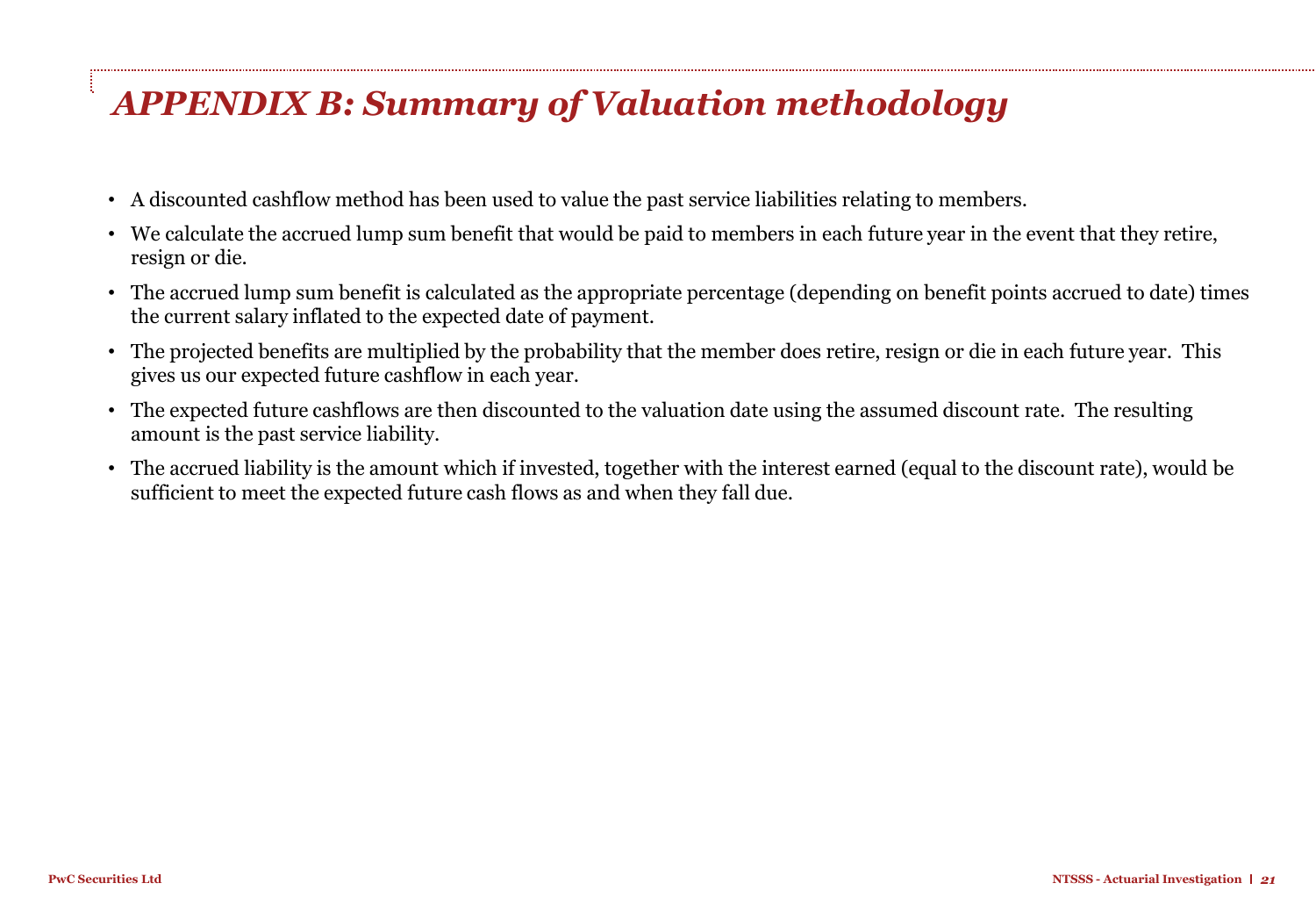# *APPENDIX B: Summary of Valuation methodology*

- A discounted cashflow method has been used to value the past service liabilities relating to members.
- We calculate the accrued lump sum benefit that would be paid to members in each future year in the event that they retire, resign or die.
- The accrued lump sum benefit is calculated as the appropriate percentage (depending on benefit points accrued to date) times the current salary inflated to the expected date of payment.
- The projected benefits are multiplied by the probability that the member does retire, resign or die in each future year. This gives us our expected future cashflow in each year.
- The expected future cashflows are then discounted to the valuation date using the assumed discount rate. The resulting amount is the past service liability.
- The accrued liability is the amount which if invested, together with the interest earned (equal to the discount rate), would be sufficient to meet the expected future cash flows as and when they fall due.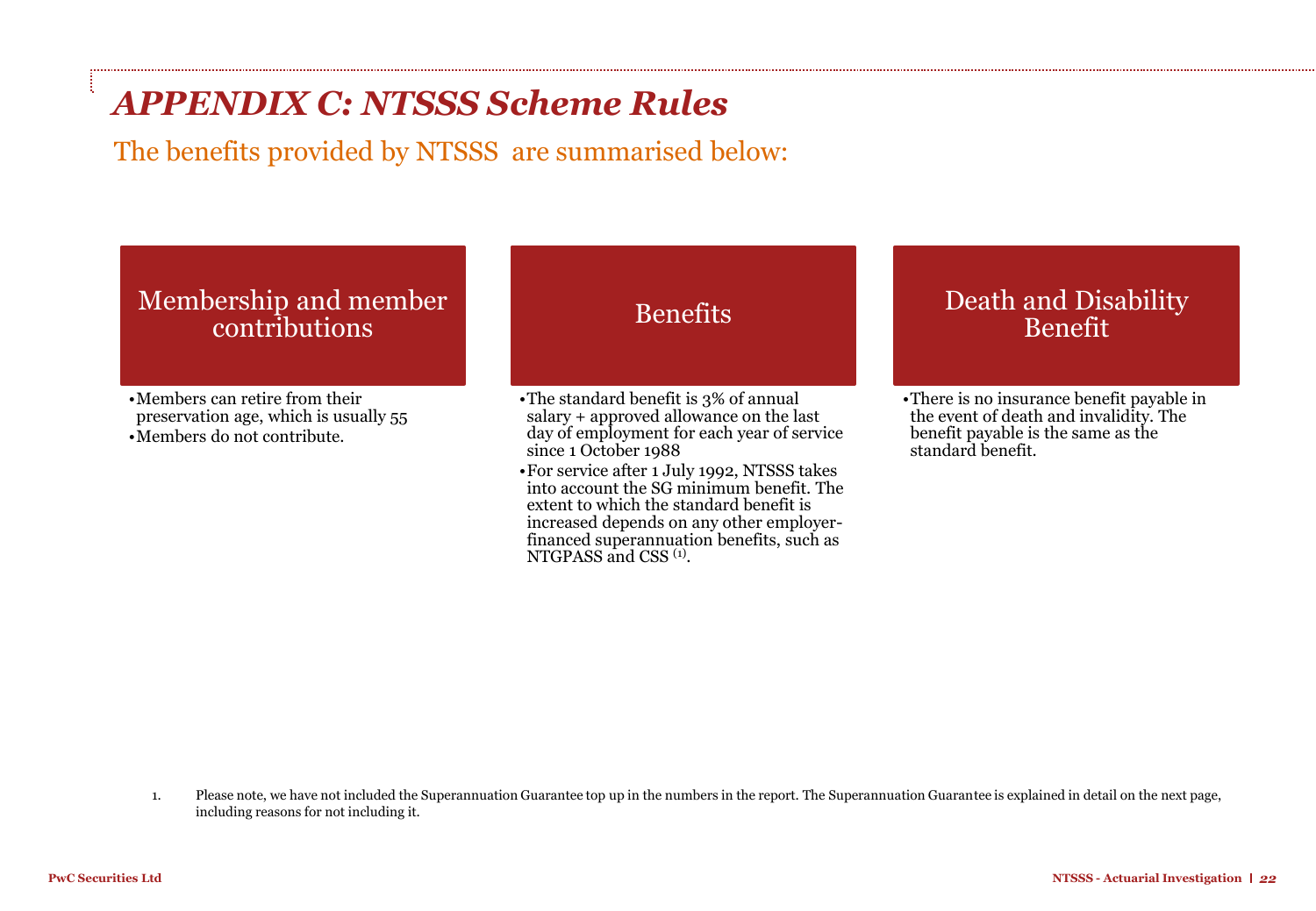# *APPENDIX C: NTSSS Scheme Rules*

The benefits provided by NTSSS are summarised below:

## Membership and member contributions

- Members can retire from their preservation age, which is usually 55
- Members do not contribute.

## Benefits

- The standard benefit is 3% of annual salary + approved allowance on the last day of employment for each year of service since 1 October 1988
- For service after 1 July 1992, NTSSS takes into account the SG minimum benefit. The extent to which the standard benefit is increased depends on any other employer-financed superannuation benefits, such as NTGPASS and CSS [1].

## Death and Disability Benefit

- There is no insurance benefit payable in the event of death and invalidity. The benefit payable is the same as the standard benefit.

1. Please note, we have not included the Superannuation Guarantee top up in the numbers in the report. The Superannuation Guarantee is explained in detail on the next page, including reasons for not including it.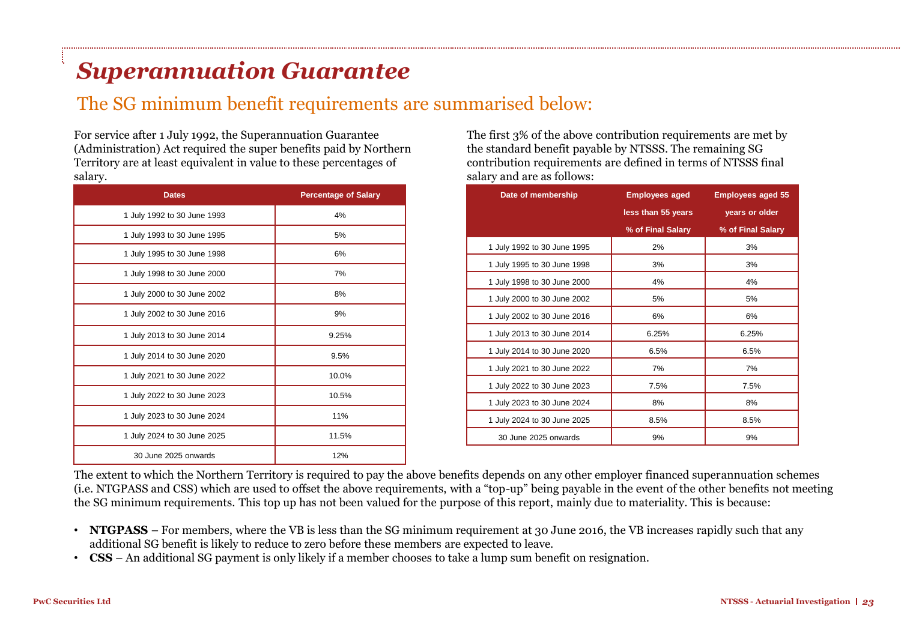# *Superannuation Guarantee*

## The SG minimum benefit requirements are summarised below:

For service after 1 July 1992, the Superannuation Guarantee (Administration) Act required the super benefits paid by Northern Territory are at least equivalent in value to these percentages of salary.

| Dates | Percentage of Salary |
|---|---|
| 1 July 1992 to 30 June 1993 | 4% |
| 1 July 1993 to 30 June 1995 | 5% |
| 1 July 1995 to 30 June 1998 | 6% |
| 1 July 1998 to 30 June 2000 | 7% |
| 1 July 2000 to 30 June 2002 | 8% |
| 1 July 2002 to 30 June 2016 | 9% |
| 1 July 2013 to 30 June 2014 | 9.25% |
| 1 July 2014 to 30 June 2020 | 9.5% |
| 1 July 2021 to 30 June 2022 | 10.0% |
| 1 July 2022 to 30 June 2023 | 10.5% |
| 1 July 2023 to 30 June 2024 | 11% |
| 1 July 2024 to 30 June 2025 | 11.5% |
| 30 June 2025 onwards | 12% |

The first 3% of the above contribution requirements are met by the standard benefit payable by NTSSS. The remaining SG contribution requirements are defined in terms of NTSSS final salary and are as follows:

| Date of membership | Employees aged less than 55 years % of Final Salary | Employees aged 55 years or older % of Final Salary |
|---|---|---|
| 1 July 1992 to 30 June 1995 | 2% | 3% |
| 1 July 1995 to 30 June 1998 | 3% | 3% |
| 1 July 1998 to 30 June 2000 | 4% | 4% |
| 1 July 2000 to 30 June 2002 | 5% | 5% |
| 1 July 2002 to 30 June 2016 | 6% | 6% |
| 1 July 2013 to 30 June 2014 | 6.25% | 6.25% |
| 1 July 2014 to 30 June 2020 | 6.5% | 6.5% |
| 1 July 2021 to 30 June 2022 | 7% | 7% |
| 1 July 2022 to 30 June 2023 | 7.5% | 7.5% |
| 1 July 2023 to 30 June 2024 | 8% | 8% |
| 1 July 2024 to 30 June 2025 | 8.5% | 8.5% |
| 30 June 2025 onwards | 9% | 9% |

The extent to which the Northern Territory is required to pay the above benefits depends on any other employer financed superannuation schemes (i.e. NTGPASS and CSS) which are used to offset the above requirements, with a "top-up" being payable in the event of the other benefits not meeting the SG minimum requirements. This top up has not been valued for the purpose of this report, mainly due to materiality. This is because:

- **NTGPASS** – For members, where the VB is less than the SG minimum requirement at 30 June 2016, the VB increases rapidly such that any additional SG benefit is likely to reduce to zero before these members are expected to leave.
- **CSS** – An additional SG payment is only likely if a member chooses to take a lump sum benefit on resignation.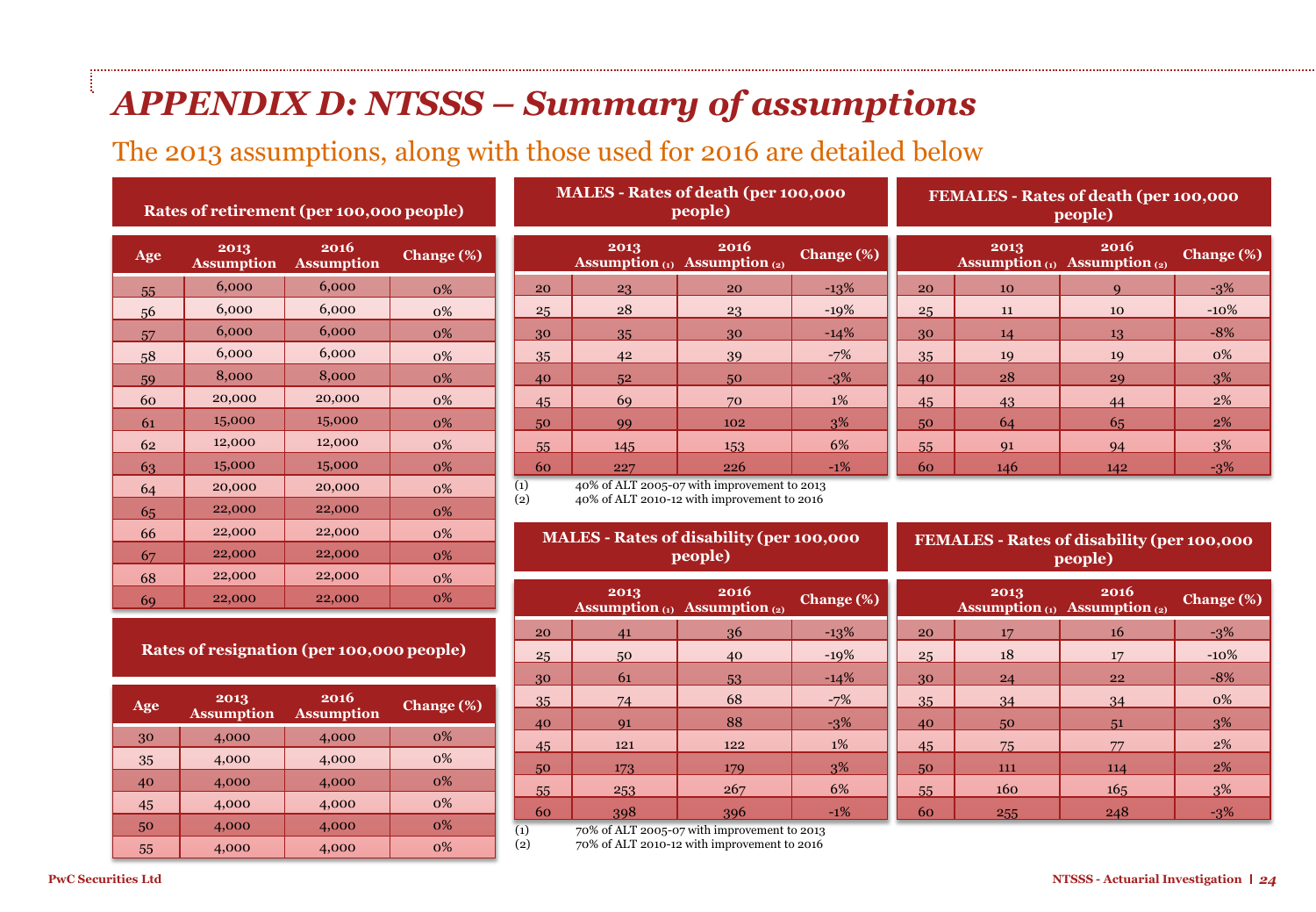# *APPENDIX D: NTSSS – Summary of assumptions*

## The 2013 assumptions, along with those used for 2016 are detailed below

**Rates of retirement (per 100,000 people)**

| Age | 2013 Assumption | 2016 Assumption | Change (%) |
|---|---|---|---|
| 55 | 6,000 | 6,000 | 0% |
| 56 | 6,000 | 6,000 | 0% |
| 57 | 6,000 | 6,000 | 0% |
| 58 | 6,000 | 6,000 | 0% |
| 59 | 8,000 | 8,000 | 0% |
| 60 | 20,000 | 20,000 | 0% |
| 61 | 15,000 | 15,000 | 0% |
| 62 | 12,000 | 12,000 | 0% |
| 63 | 15,000 | 15,000 | 0% |
| 64 | 20,000 | 20,000 | 0% |
| 65 | 22,000 | 22,000 | 0% |
| 66 | 22,000 | 22,000 | 0% |
| 67 | 22,000 | 22,000 | 0% |
| 68 | 22,000 | 22,000 | 0% |
| 69 | 22,000 | 22,000 | 0% |

**Rates of resignation (per 100,000 people)**

| Age | 2013 Assumption | 2016 Assumption | Change (%) |
|---|---|---|---|
| 30 | 4,000 | 4,000 | 0% |
| 35 | 4,000 | 4,000 | 0% |
| 40 | 4,000 | 4,000 | 0% |
| 45 | 4,000 | 4,000 | 0% |
| 50 | 4,000 | 4,000 | 0% |
| 55 | 4,000 | 4,000 | 0% |

**MALES - Rates of death (per 100,000 people)**

| | 2013 Assumption (1) | 2016 Assumption (2) | Change (%) |
|---|---|---|---|
| 20 | 23 | 20 | -13% |
| 25 | 28 | 23 | -19% |
| 30 | 35 | 30 | -14% |
| 35 | 42 | 39 | -7% |
| 40 | 52 | 50 | -3% |
| 45 | 69 | 70 | 1% |
| 50 | 99 | 102 | 3% |
| 55 | 145 | 153 | 6% |
| 60 | 227 | 226 | -1% |

(1) 40% of ALT 2005-07 with improvement to 2013
(2) 40% of ALT 2010-12 with improvement to 2016

**FEMALES - Rates of death (per 100,000 people)**

| | 2013 Assumption (1) | 2016 Assumption (2) | Change (%) |
|---|---|---|---|
| 20 | 10 | 9 | -3% |
| 25 | 11 | 10 | -10% |
| 30 | 14 | 13 | -8% |
| 35 | 19 | 19 | 0% |
| 40 | 28 | 29 | 3% |
| 45 | 43 | 44 | 2% |
| 50 | 64 | 65 | 2% |
| 55 | 91 | 94 | 3% |
| 60 | 146 | 142 | -3% |

**MALES - Rates of disability (per 100,000 people)**

| | 2013 Assumption (1) | 2016 Assumption (2) | Change (%) |
|---|---|---|---|
| 20 | 41 | 36 | -13% |
| 25 | 50 | 40 | -19% |
| 30 | 61 | 53 | -14% |
| 35 | 74 | 68 | -7% |
| 40 | 91 | 88 | -3% |
| 45 | 121 | 122 | 1% |
| 50 | 173 | 179 | 3% |
| 55 | 253 | 267 | 6% |
| 60 | 398 | 396 | -1% |

(1) 70% of ALT 2005-07 with improvement to 2013
(2) 70% of ALT 2010-12 with improvement to 2016

**FEMALES - Rates of disability (per 100,000 people)**

| | 2013 Assumption (1) | 2016 Assumption (2) | Change (%) |
|---|---|---|---|
| 20 | 17 | 16 | -3% |
| 25 | 18 | 17 | -10% |
| 30 | 24 | 22 | -8% |
| 35 | 34 | 34 | 0% |
| 40 | 50 | 51 | 3% |
| 45 | 75 | 77 | 2% |
| 50 | 111 | 114 | 2% |
| 55 | 160 | 165 | 3% |
| 60 | 255 | 248 | -3% |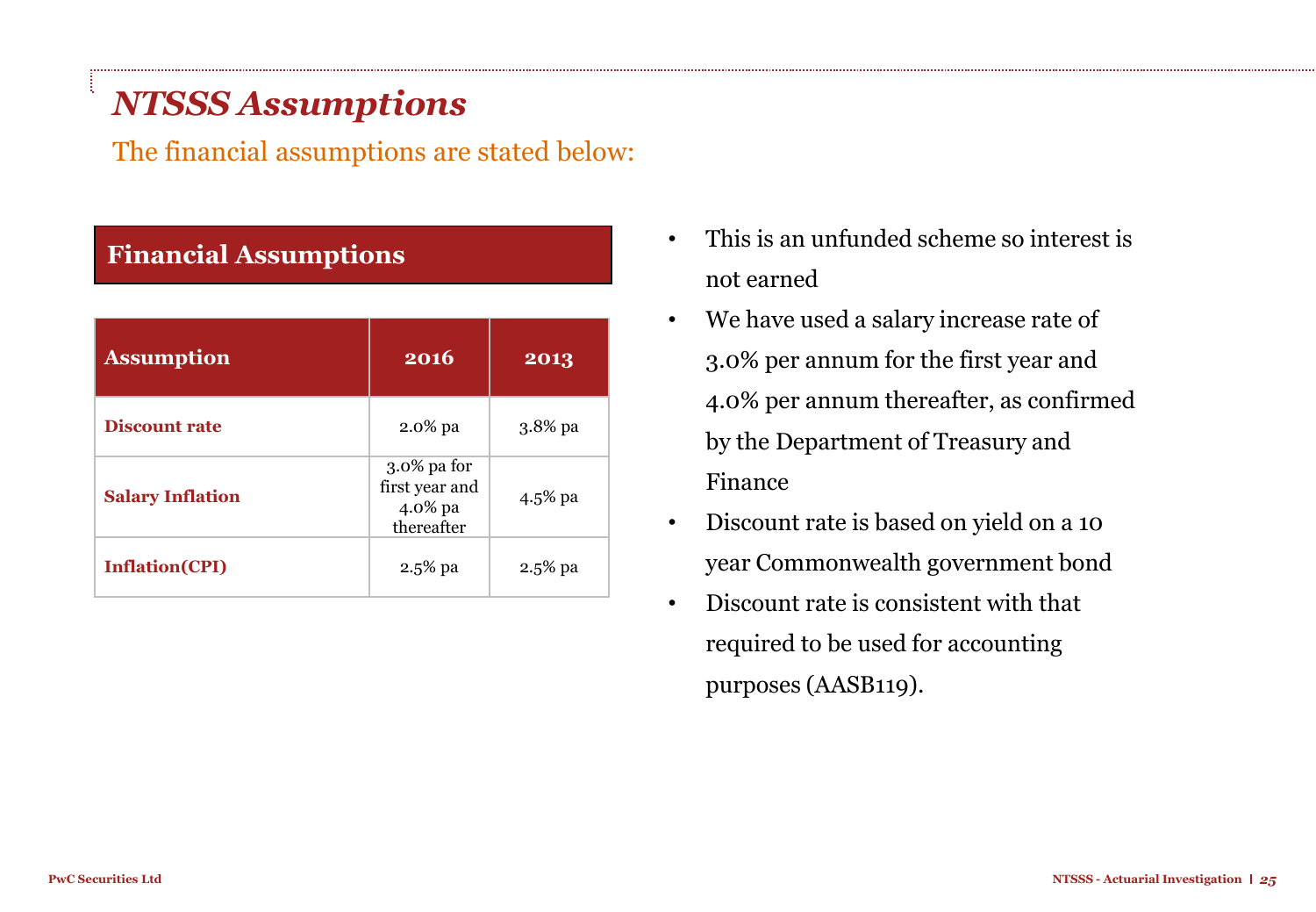# *NTSSS Assumptions*

The financial assumptions are stated below:

## Financial Assumptions

| Assumption | 2016 | 2013 |
|---|---|---|
| **Discount rate** | 2.0% pa | 3.8% pa |
| **Salary Inflation** | 3.0% pa for first year and 4.0% pa thereafter | 4.5% pa |
| **Inflation(CPI)** | 2.5% pa | 2.5% pa |

- This is an unfunded scheme so interest is not earned
- We have used a salary increase rate of 3.0% per annum for the first year and 4.0% per annum thereafter, as confirmed by the Department of Treasury and Finance
- Discount rate is based on yield on a 10 year Commonwealth government bond
- Discount rate is consistent with that required to be used for accounting purposes (AASB119).